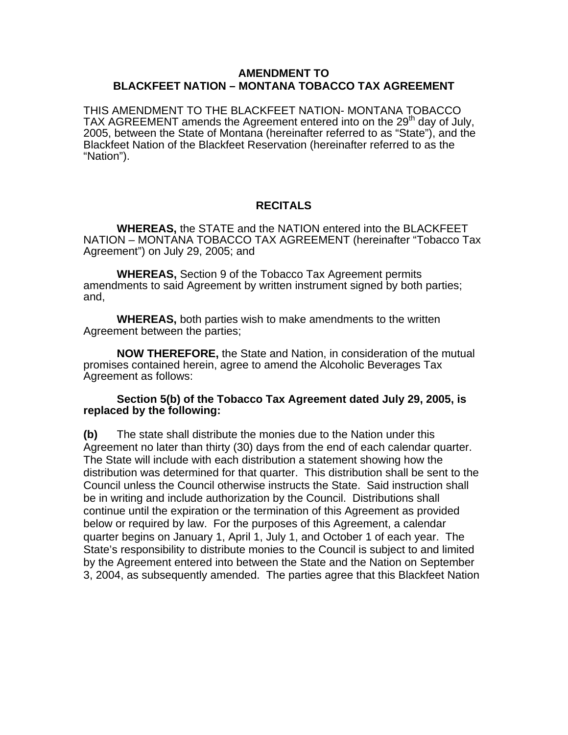**AMENDMENT TO BLACKFEET NATION – MONTANA TOBACCO TAX AGREEMENT**

THIS AMENDMENT TO THE BLACKFEET NATION- MONTANA TOBACCO TAX AGREEMENT amends the Agreement entered into on the 29th day of July, 2005, between the State of Montana (hereinafter referred to as "State"), and the Blackfeet Nation of the Blackfeet Reservation (hereinafter referred to as the "Nation").

**RECITALS**

**WHEREAS,** the STATE and the NATION entered into the BLACKFEET NATION – MONTANA TOBACCO TAX AGREEMENT (hereinafter "Tobacco Tax Agreement") on July 29, 2005; and

**WHEREAS,** Section 9 of the Tobacco Tax Agreement permits amendments to said Agreement by written instrument signed by both parties; and,

**WHEREAS,** both parties wish to make amendments to the written Agreement between the parties;

**NOW THEREFORE,** the State and Nation, in consideration of the mutual promises contained herein, agree to amend the Alcoholic Beverages Tax Agreement as follows:

**Section 5(b) of the Tobacco Tax Agreement dated July 29, 2005, is replaced by the following:**

**(b)** The state shall distribute the monies due to the Nation under this Agreement no later than thirty (30) days from the end of each calendar quarter. The State will include with each distribution a statement showing how the distribution was determined for that quarter. This distribution shall be sent to the Council unless the Council otherwise instructs the State. Said instruction shall be in writing and include authorization by the Council. Distributions shall continue until the expiration or the termination of this Agreement as provided below or required by law. For the purposes of this Agreement, a calendar quarter begins on January 1, April 1, July 1, and October 1 of each year. The State's responsibility to distribute monies to the Council is subject to and limited by the Agreement entered into between the State and the Nation on September 3, 2004, as subsequently amended. The parties agree that this Blackfeet Nation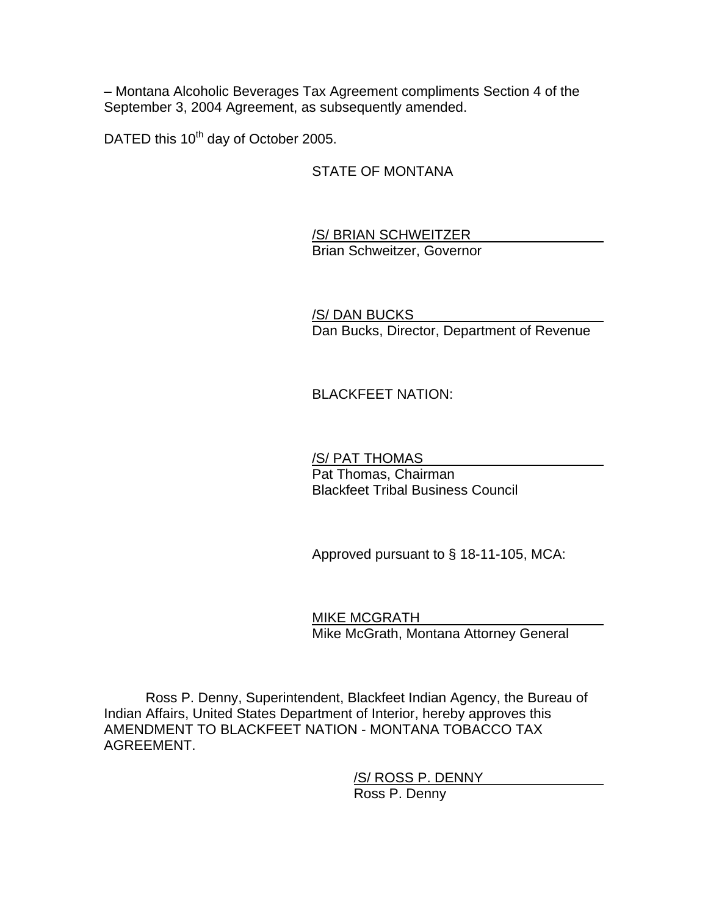– Montana Alcoholic Beverages Tax Agreement compliments Section 4 of the September 3, 2004 Agreement, as subsequently amended.

DATED this 10th day of October 2005.

STATE OF MONTANA

/S/ BRIAN SCHWEITZER
Brian Schweitzer, Governor

/S/ DAN BUCKS
Dan Bucks, Director, Department of Revenue

BLACKFEET NATION:

/S/ PAT THOMAS
Pat Thomas, Chairman
Blackfeet Tribal Business Council

Approved pursuant to § 18-11-105, MCA:

MIKE MCGRATH
Mike McGrath, Montana Attorney General

Ross P. Denny, Superintendent, Blackfeet Indian Agency, the Bureau of Indian Affairs, United States Department of Interior, hereby approves this AMENDMENT TO BLACKFEET NATION - MONTANA TOBACCO TAX AGREEMENT.

/S/ ROSS P. DENNY
Ross P. Denny